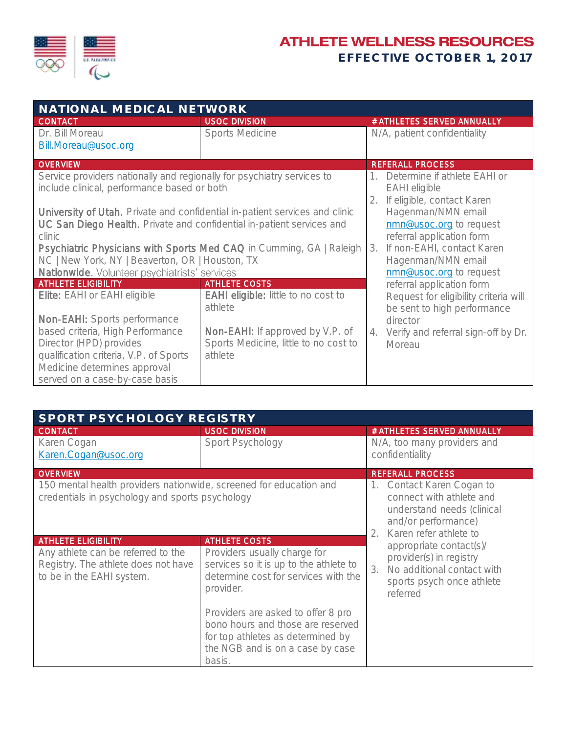# ATHLETE WELLNESS RESOURCES

## EFFECTIVE OCTOBER 1, 2017

## NATIONAL MEDICAL NETWORK

| CONTACT | USOC DIVISION | #ATHLETES SERVED ANNUALLY |
|---|---|---|
| Dr. Bill Moreau<br>Bill.Moreau@usoc.org | Sports Medicine | N/A, patient confidentiality |

**OVERVIEW**

Service providers nationally and regionally for psychiatry services to include clinical, performance based or both

**University of Utah.** Private and confidential in-patient services and clinic
**UC San Diego Health.** Private and confidential in-patient services and clinic
**Psychiatric Physicians with Sports Med CAQ** in Cumming, GA | Raleigh NC | New York, NY | Beaverton, OR | Houston, TX
**Nationwide.** Volunteer psychiatrists' services

| ATHLETE ELIGIBILITY | ATHLETE COSTS |
|---|---|
| **Elite:** EAHI or EAHI eligible | **EAHI eligible:** little to no cost to athlete |
| **Non-EAHI:** Sports performance based criteria, High Performance Director (HPD) provides qualification criteria, V.P. of Sports Medicine determines approval served on a case-by-case basis | **Non-EAHI:** If approved by V.P. of Sports Medicine, little to no cost to athlete |

**REFERALL PROCESS**

1. Determine if athlete EAHI or EAHI eligible
2. If eligible, contact Karen Hagenman/NMN email nmn@usoc.org to request referral application form
3. If non-EAHI, contact Karen Hagenman/NMN email nmn@usoc.org to request referral application form Request for eligibility criteria will be sent to high performance director
4. Verify and referral sign-off by Dr. Moreau

## SPORT PSYCHOLOGY REGISTRY

| CONTACT | USOC DIVISION | #ATHLETES SERVED ANNUALLY |
|---|---|---|
| Karen Cogan<br>Karen.Cogan@usoc.org | Sport Psychology | N/A, too many providers and confidentiality |

**OVERVIEW**

150 mental health providers nationwide, screened for education and credentials in psychology and sports psychology

| ATHLETE ELIGIBILITY | ATHLETE COSTS |
|---|---|
| Any athlete can be referred to the Registry. The athlete does not have to be in the EAHI system. | Providers usually charge for services so it is up to the athlete to determine cost for services with the provider.<br><br>Providers are asked to offer 8 pro bono hours and those are reserved for top athletes as determined by the NGB and is on a case by case basis. |

**REFERALL PROCESS**

1. Contact Karen Cogan to connect with athlete and understand needs (clinical and/or performance)
2. Karen refer athlete to appropriate contact(s)/ provider(s) in registry
3. No additional contact with sports psych once athlete referred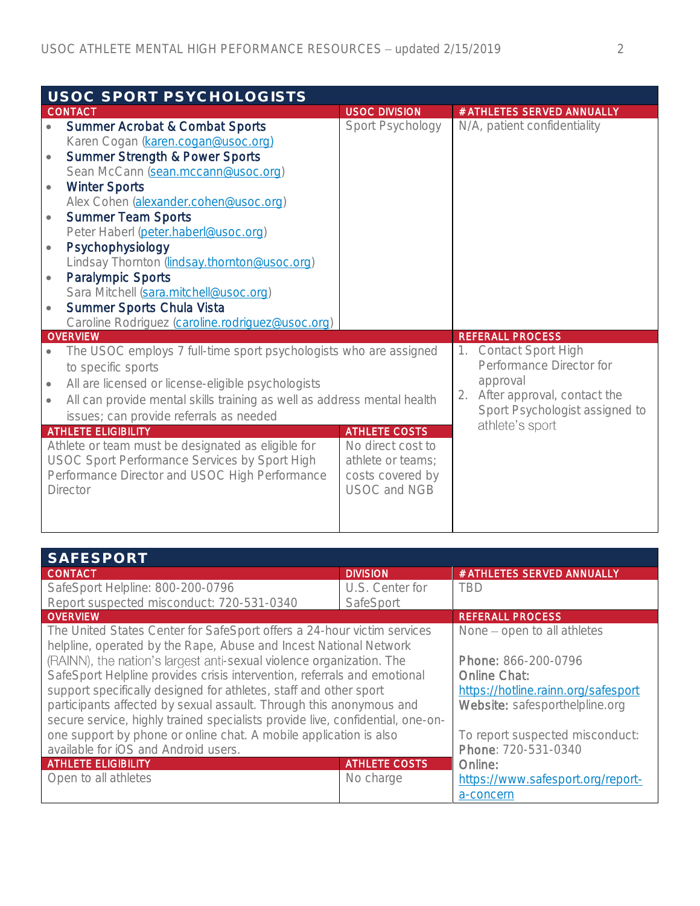## USOC SPORT PSYCHOLOGISTS

**CONTACT**

- **Summer Acrobat & Combat Sports**
  Karen Cogan (karen.cogan@usoc.org)
- **Summer Strength & Power Sports**
  Sean McCann (sean.mccann@usoc.org)
- **Winter Sports**
  Alex Cohen (alexander.cohen@usoc.org)
- **Summer Team Sports**
  Peter Haberl (peter.haberl@usoc.org)
- **Psychophysiology**
  Lindsay Thornton (lindsay.thornton@usoc.org)
- **Paralympic Sports**
  Sara Mitchell (sara.mitchell@usoc.org)
- **Summer Sports Chula Vista**
  Caroline Rodriguez (caroline.rodriguez@usoc.org)

**USOC DIVISION**

Sport Psychology

**# ATHLETES SERVED ANNUALLY**

N/A, patient confidentiality

**OVERVIEW**

- The USOC employs 7 full-time sport psychologists who are assigned to specific sports
- All are licensed or license-eligible psychologists
- All can provide mental skills training as well as address mental health issues; can provide referrals as needed

**REFERALL PROCESS**

1. Contact Sport High Performance Director for approval
2. After approval, contact the Sport Psychologist assigned to athlete's sport

**ATHLETE ELIGIBILITY**

Athlete or team must be designated as eligible for USOC Sport Performance Services by Sport High Performance Director and USOC High Performance Director

**ATHLETE COSTS**

No direct cost to athlete or teams; costs covered by USOC and NGB

## SAFESPORT

**CONTACT**

SafeSport Helpline: 800-200-0796
Report suspected misconduct: 720-531-0340

**DIVISION**

U.S. Center for SafeSport

**# ATHLETES SERVED ANNUALLY**

TBD

**OVERVIEW**

The United States Center for SafeSport offers a 24-hour victim services helpline, operated by the Rape, Abuse and Incest National Network (RAINN), the nation's largest anti-sexual violence organization. The SafeSport Helpline provides crisis intervention, referrals and emotional support specifically designed for athletes, staff and other sport participants affected by sexual assault. Through this anonymous and secure service, highly trained specialists provide live, confidential, one-on-one support by phone or online chat. A mobile application is also available for iOS and Android users.

**REFERALL PROCESS**

None – open to all athletes

**Phone:** 866-200-0796
**Online Chat:** https://hotline.rainn.org/safesport
**Website:** safesporthelpline.org

To report suspected misconduct:
**Phone**: 720-531-0340
**Online:** https://www.safesport.org/report-a-concern

**ATHLETE ELIGIBILITY**

Open to all athletes

**ATHLETE COSTS**

No charge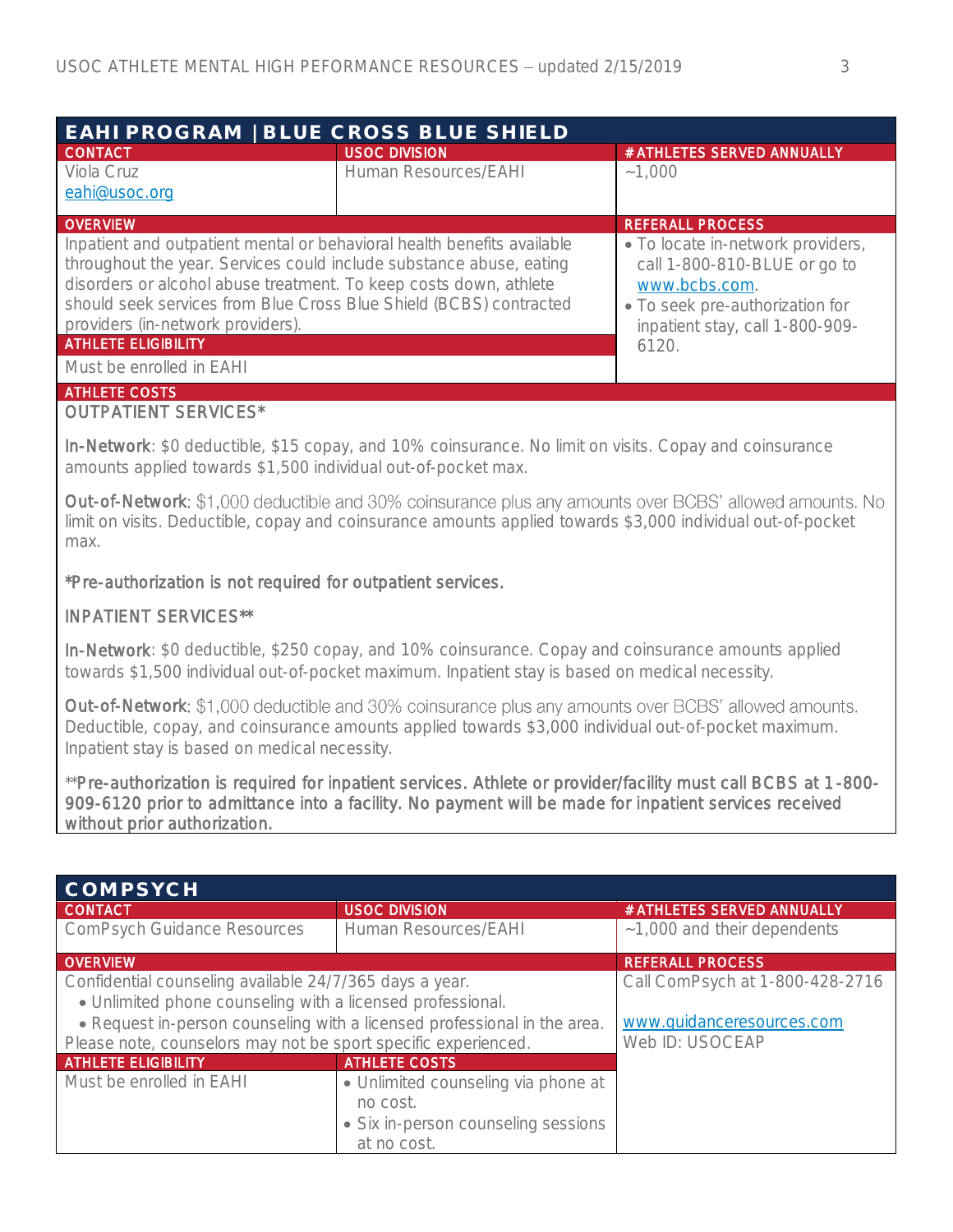## EAHI PROGRAM | BLUE CROSS BLUE SHIELD

| CONTACT | USOC DIVISION | # ATHLETES SERVED ANNUALLY |
|---|---|---|
| Viola Cruz<br>eahi@usoc.org | Human Resources/EAHI | ~1,000 |

| OVERVIEW | REFERALL PROCESS |
|---|---|
| Inpatient and outpatient mental or behavioral health benefits available throughout the year. Services could include substance abuse, eating disorders or alcohol abuse treatment. To keep costs down, athlete should seek services from Blue Cross Blue Shield (BCBS) contracted providers (in-network providers).<br>**ATHLETE ELIGIBILITY**<br>Must be enrolled in EAHI | • To locate in-network providers, call 1-800-810-BLUE or go to www.bcbs.com.<br>• To seek pre-authorization for inpatient stay, call 1-800-909-6120. |

**ATHLETE COSTS**

OUTPATIENT SERVICES*

**In-Network**: $0 deductible, $15 copay, and 10% coinsurance. No limit on visits. Copay and coinsurance amounts applied towards $1,500 individual out-of-pocket max.

**Out-of-Network**: $1,000 deductible and 30% coinsurance plus any amounts over BCBS' allowed amounts. No limit on visits. Deductible, copay and coinsurance amounts applied towards $3,000 individual out-of-pocket max.

*Pre-authorization is not required for outpatient services.

INPATIENT SERVICES**

**In-Network**: $0 deductible, $250 copay, and 10% coinsurance. Copay and coinsurance amounts applied towards $1,500 individual out-of-pocket maximum. Inpatient stay is based on medical necessity.

**Out-of-Network**: $1,000 deductible and 30% coinsurance plus any amounts over BCBS' allowed amounts. Deductible, copay, and coinsurance amounts applied towards $3,000 individual out-of-pocket maximum. Inpatient stay is based on medical necessity.

**Pre-authorization is required for inpatient services. Athlete or provider/facility must call BCBS at 1-800-909-6120 prior to admittance into a facility. No payment will be made for inpatient services received without prior authorization.

## COMPSYCH

| CONTACT | USOC DIVISION | # ATHLETES SERVED ANNUALLY |
|---|---|---|
| ComPsych Guidance Resources | Human Resources/EAHI | ~1,000 and their dependents |

| OVERVIEW | | REFERALL PROCESS |
|---|---|---|
| Confidential counseling available 24/7/365 days a year.<br>• Unlimited phone counseling with a licensed professional.<br>• Request in-person counseling with a licensed professional in the area.<br>Please note, counselors may not be sport specific experienced. | | Call ComPsych at 1-800-428-2716<br><br>www.guidanceresources.com<br>Web ID: USOCEAP |
| **ATHLETE ELIGIBILITY** | **ATHLETE COSTS** | |
| Must be enrolled in EAHI | • Unlimited counseling via phone at no cost.<br>• Six in-person counseling sessions at no cost. | |